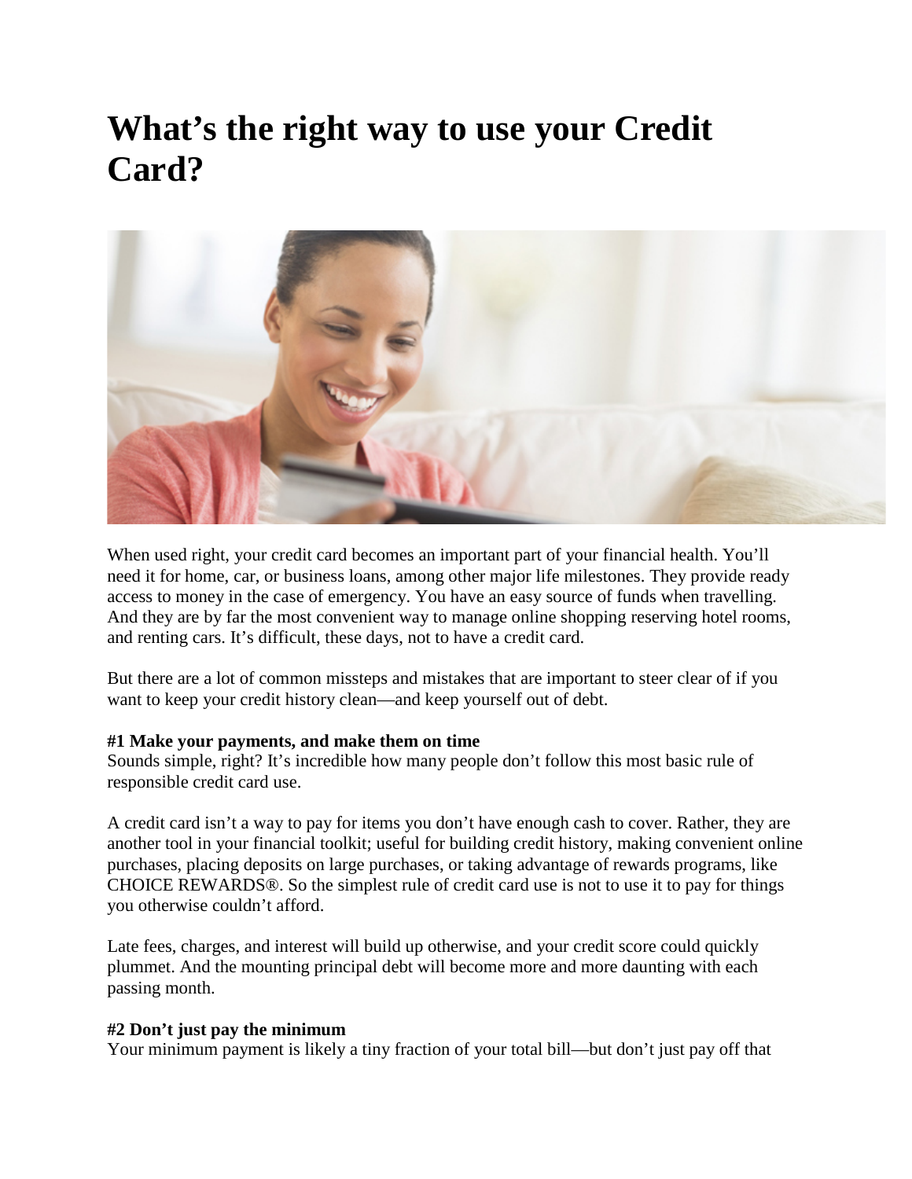# What's the right way to use your Credit Card?

When used right, your credit card becomes an important part of your financial health. You'll need it for home, car, or business loans, among other major life milestones. They provide ready access to money in the case of emergency. You have an easy source of funds when travelling. And they are by far the most convenient way to manage online shopping reserving hotel rooms, and renting cars. It's difficult, these days, not to have a credit card.

But there are a lot of common missteps and mistakes that are important to steer clear of if you want to keep your credit history clean—and keep yourself out of debt.

**#1 Make your payments, and make them on time**
Sounds simple, right? It's incredible how many people don't follow this most basic rule of responsible credit card use.

A credit card isn't a way to pay for items you don't have enough cash to cover. Rather, they are another tool in your financial toolkit; useful for building credit history, making convenient online purchases, placing deposits on large purchases, or taking advantage of rewards programs, like CHOICE REWARDS®. So the simplest rule of credit card use is not to use it to pay for things you otherwise couldn't afford.

Late fees, charges, and interest will build up otherwise, and your credit score could quickly plummet. And the mounting principal debt will become more and more daunting with each passing month.

**#2 Don't just pay the minimum**
Your minimum payment is likely a tiny fraction of your total bill—but don't just pay off that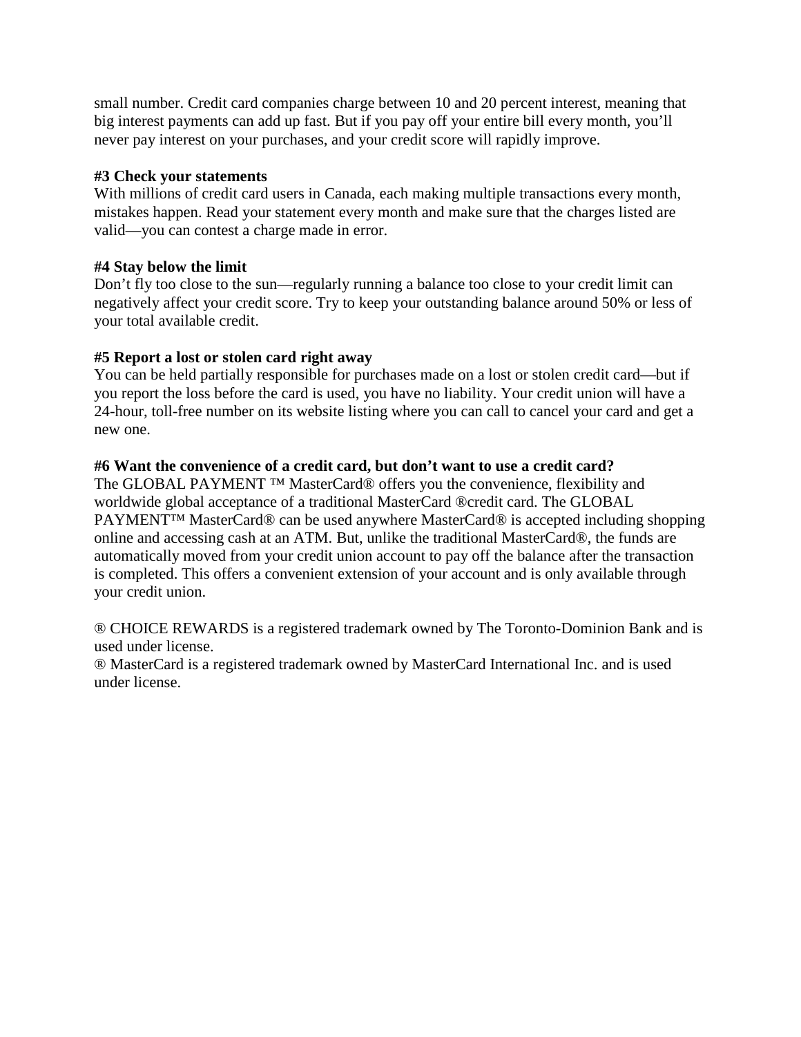small number. Credit card companies charge between 10 and 20 percent interest, meaning that big interest payments can add up fast. But if you pay off your entire bill every month, you'll never pay interest on your purchases, and your credit score will rapidly improve.

**#3 Check your statements**
With millions of credit card users in Canada, each making multiple transactions every month, mistakes happen. Read your statement every month and make sure that the charges listed are valid—you can contest a charge made in error.

**#4 Stay below the limit**
Don't fly too close to the sun—regularly running a balance too close to your credit limit can negatively affect your credit score. Try to keep your outstanding balance around 50% or less of your total available credit.

**#5 Report a lost or stolen card right away**
You can be held partially responsible for purchases made on a lost or stolen credit card—but if you report the loss before the card is used, you have no liability. Your credit union will have a 24-hour, toll-free number on its website listing where you can call to cancel your card and get a new one.

**#6 Want the convenience of a credit card, but don't want to use a credit card?**
The GLOBAL PAYMENT ™ MasterCard® offers you the convenience, flexibility and worldwide global acceptance of a traditional MasterCard ®credit card. The GLOBAL PAYMENT™ MasterCard® can be used anywhere MasterCard® is accepted including shopping online and accessing cash at an ATM. But, unlike the traditional MasterCard®, the funds are automatically moved from your credit union account to pay off the balance after the transaction is completed. This offers a convenient extension of your account and is only available through your credit union.

® CHOICE REWARDS is a registered trademark owned by The Toronto-Dominion Bank and is used under license.
® MasterCard is a registered trademark owned by MasterCard International Inc. and is used under license.